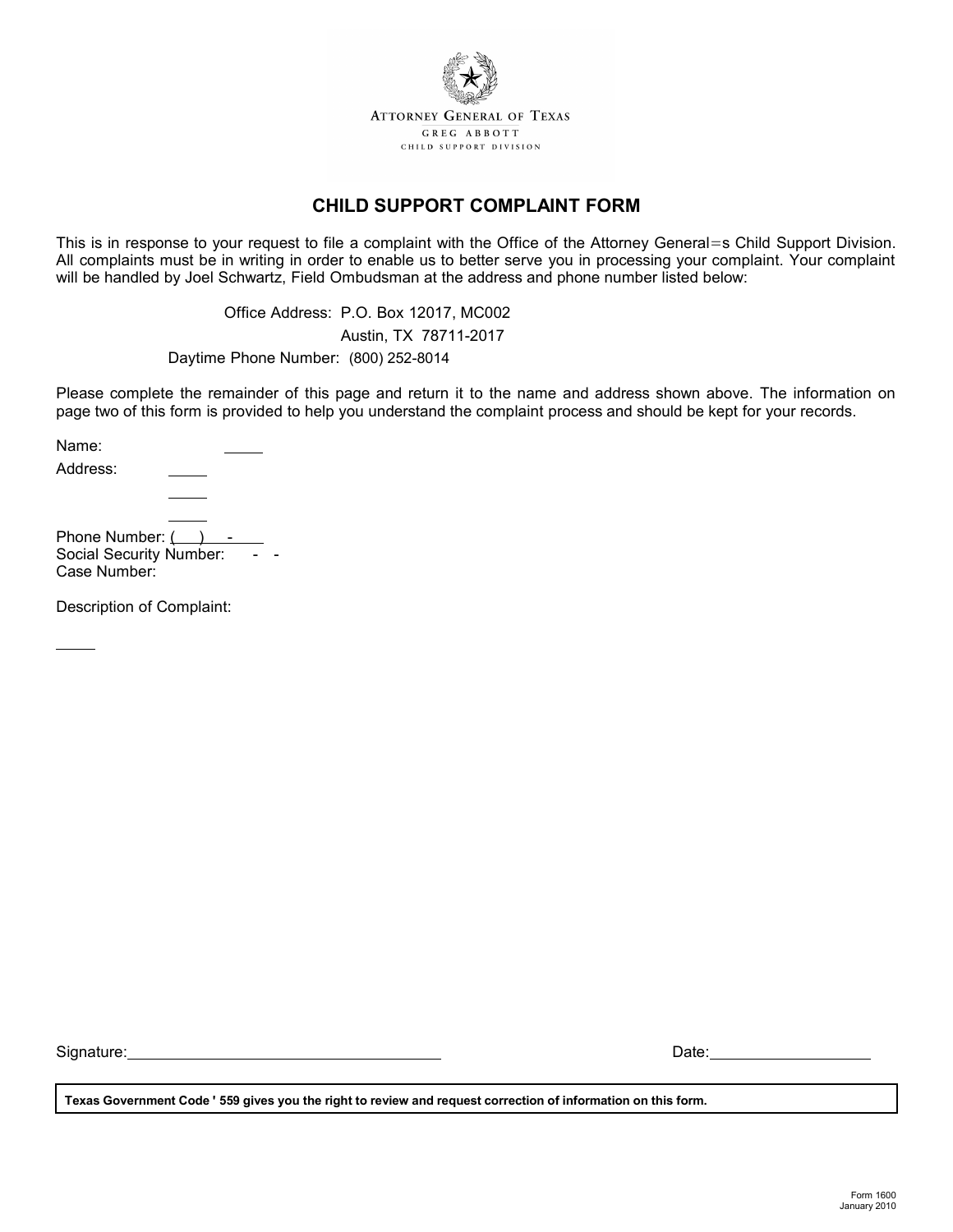ATTORNEY GENERAL OF TEXAS

GREG ABBOTT

CHILD SUPPORT DIVISION

# CHILD SUPPORT COMPLAINT FORM

This is in response to your request to file a complaint with the Office of the Attorney General=s Child Support Division. All complaints must be in writing in order to enable us to better serve you in processing your complaint. Your complaint will be handled by Joel Schwartz, Field Ombudsman at the address and phone number listed below:

Office Address: P.O. Box 12017, MC002
Austin, TX 78711-2017

Daytime Phone Number: (800) 252-8014

Please complete the remainder of this page and return it to the name and address shown above. The information on page two of this form is provided to help you understand the complaint process and should be kept for your records.

Name: \_\_\_\_\_

Address: \_\_\_\_\_

\_\_\_\_\_

\_\_\_\_\_

Phone Number: ( ) -

Social Security Number: - -

Case Number:

Description of Complaint:

\_\_\_\_\_

Signature: \_\_\_\_\_\_\_\_\_\_\_\_\_\_\_\_\_\_\_\_\_\_\_\_\_\_\_\_\_\_\_\_\_\_\_\_ Date: \_\_\_\_\_\_\_\_\_\_\_\_\_\_\_\_\_\_\_

**Texas Government Code ' 559 gives you the right to review and request correction of information on this form.**

Form 1600
January 2010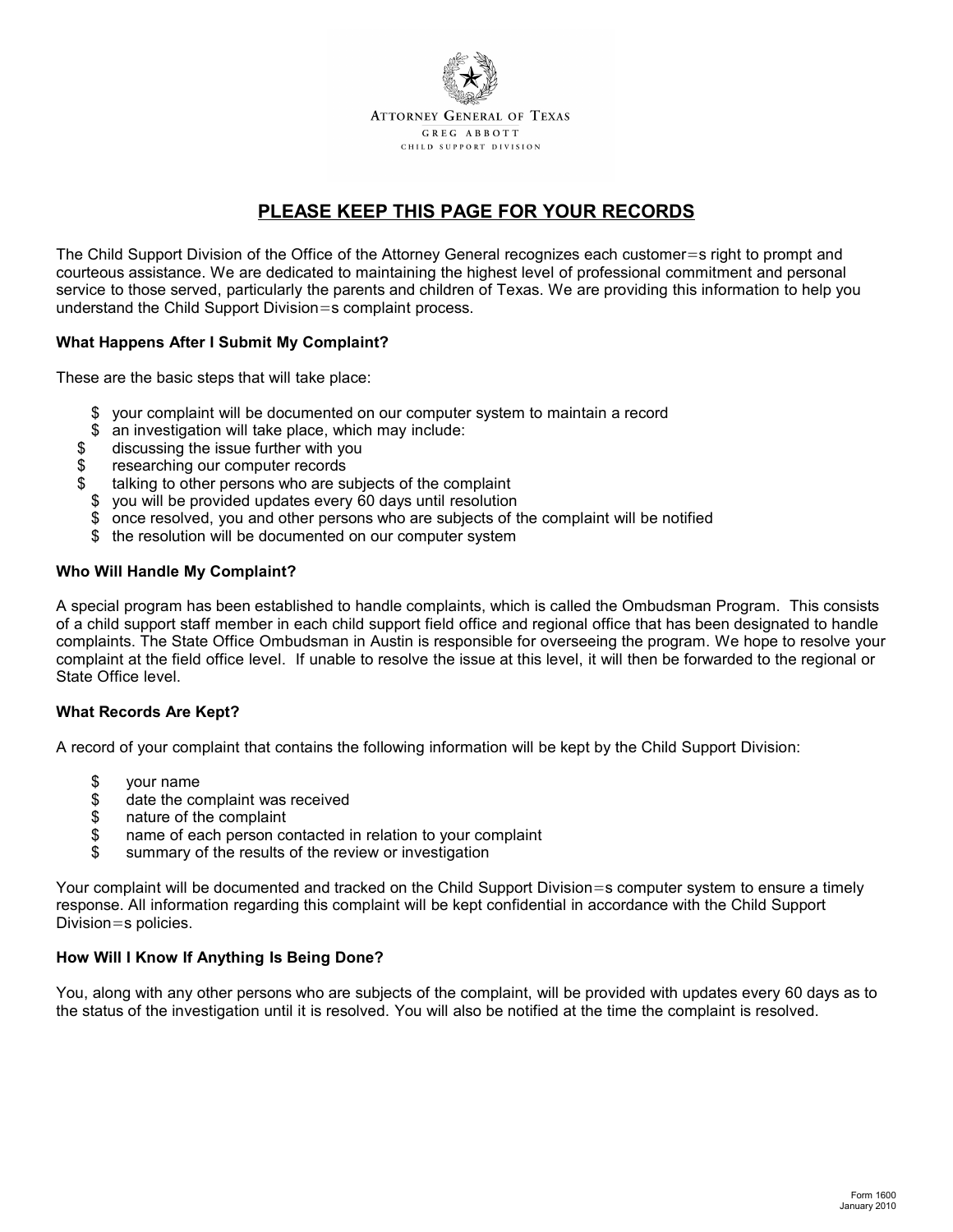ATTORNEY GENERAL OF TEXAS
GREG ABBOTT
CHILD SUPPORT DIVISION

## PLEASE KEEP THIS PAGE FOR YOUR RECORDS

The Child Support Division of the Office of the Attorney General recognizes each customer=s right to prompt and courteous assistance. We are dedicated to maintaining the highest level of professional commitment and personal service to those served, particularly the parents and children of Texas. We are providing this information to help you understand the Child Support Division=s complaint process.

**What Happens After I Submit My Complaint?**

These are the basic steps that will take place:

$ your complaint will be documented on our computer system to maintain a record
$ an investigation will take place, which may include:
$ discussing the issue further with you
$ researching our computer records
$ talking to other persons who are subjects of the complaint
$ you will be provided updates every 60 days until resolution
$ once resolved, you and other persons who are subjects of the complaint will be notified
$ the resolution will be documented on our computer system

**Who Will Handle My Complaint?**

A special program has been established to handle complaints, which is called the Ombudsman Program. This consists of a child support staff member in each child support field office and regional office that has been designated to handle complaints. The State Office Ombudsman in Austin is responsible for overseeing the program. We hope to resolve your complaint at the field office level. If unable to resolve the issue at this level, it will then be forwarded to the regional or State Office level.

**What Records Are Kept?**

A record of your complaint that contains the following information will be kept by the Child Support Division:

$ your name
$ date the complaint was received
$ nature of the complaint
$ name of each person contacted in relation to your complaint
$ summary of the results of the review or investigation

Your complaint will be documented and tracked on the Child Support Division=s computer system to ensure a timely response. All information regarding this complaint will be kept confidential in accordance with the Child Support Division=s policies.

**How Will I Know If Anything Is Being Done?**

You, along with any other persons who are subjects of the complaint, will be provided with updates every 60 days as to the status of the investigation until it is resolved. You will also be notified at the time the complaint is resolved.

Form 1600
January 2010